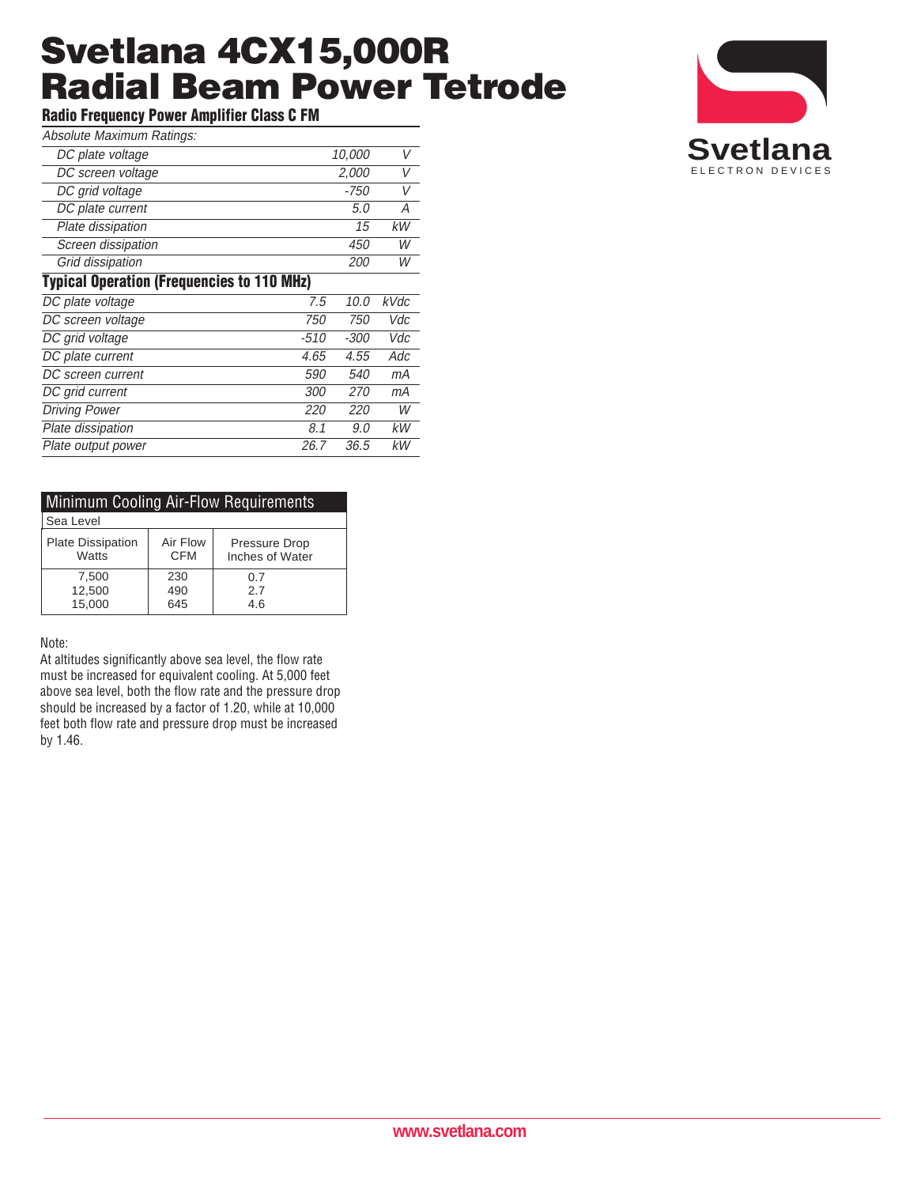# Svetlana 4CX15,000R Radial Beam Power Tetrode

**Svetlana**
ELECTRON DEVICES

### Radio Frequency Power Amplifier Class C FM

*Absolute Maximum Ratings:*

| | | |
|---|---|---|
| DC plate voltage | 10,000 | V |
| DC screen voltage | 2,000 | V |
| DC grid voltage | -750 | V |
| DC plate current | 5.0 | A |
| Plate dissipation | 15 | kW |
| Screen dissipation | 450 | W |
| Grid dissipation | 200 | W |

### Typical Operation (Frequencies to 110 MHz)

| | | | |
|---|---|---|---|
| DC plate voltage | 7.5 | 10.0 | kVdc |
| DC screen voltage | 750 | 750 | Vdc |
| DC grid voltage | -510 | -300 | Vdc |
| DC plate current | 4.65 | 4.55 | Adc |
| DC screen current | 590 | 540 | mA |
| DC grid current | 300 | 270 | mA |
| Driving Power | 220 | 220 | W |
| Plate dissipation | 8.1 | 9.0 | kW |
| Plate output power | 26.7 | 36.5 | kW |

**Minimum Cooling Air-Flow Requirements**

Sea Level

| Plate Dissipation Watts | Air Flow CFM | Pressure Drop Inches of Water |
|---|---|---|
| 7,500 | 230 | 0.7 |
| 12,500 | 490 | 2.7 |
| 15,000 | 645 | 4.6 |

Note:

At altitudes significantly above sea level, the flow rate must be increased for equivalent cooling. At 5,000 feet above sea level, both the flow rate and the pressure drop should be increased by a factor of 1.20, while at 10,000 feet both flow rate and pressure drop must be increased by 1.46.

www.svetlana.com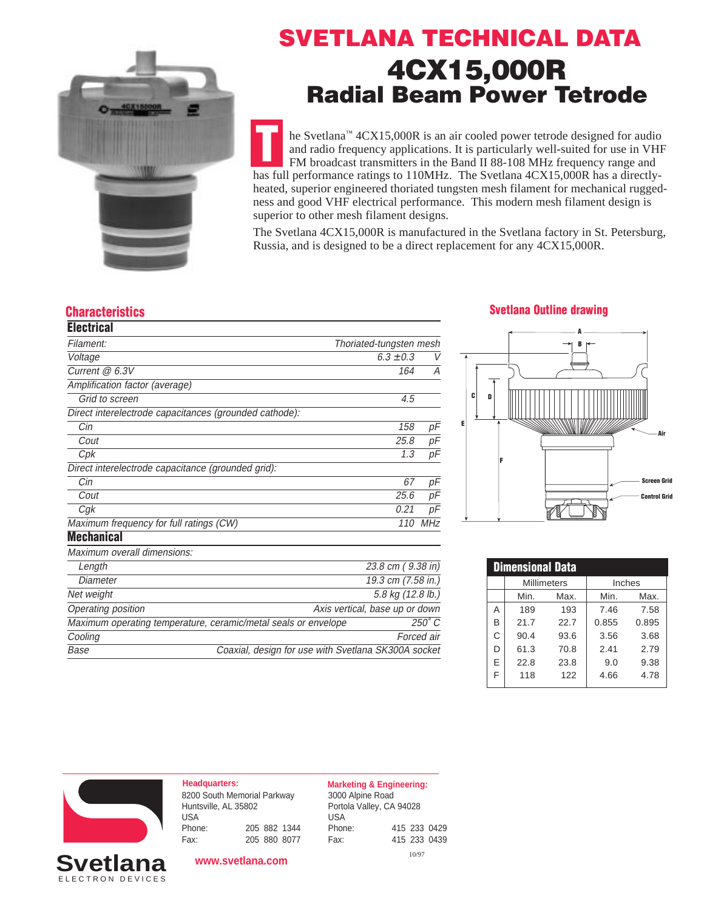# SVETLANA TECHNICAL DATA

# 4CX15,000R

## Radial Beam Power Tetrode

The Svetlana™ 4CX15,000R is an air cooled power tetrode designed for audio and radio frequency applications. It is particularly well-suited for use in VHF FM broadcast transmitters in the Band II 88-108 MHz frequency range and has full performance ratings to 110MHz. The Svetlana 4CX15,000R has a directly-heated, superior engineered thoriated tungsten mesh filament for mechanical ruggedness and good VHF electrical performance. This modern mesh filament design is superior to other mesh filament designs.

The Svetlana 4CX15,000R is manufactured in the Svetlana factory in St. Petersburg, Russia, and is designed to be a direct replacement for any 4CX15,000R.

## Characteristics

### Electrical

| | | |
|---|---|---|
| *Filament:* | *Thoriated-tungsten mesh* | |
| *Voltage* | *6.3 ±0.3* | *V* |
| *Current @ 6.3V* | *164* | *A* |
| *Amplification factor (average)* | | |
| *Grid to screen* | *4.5* | |
| *Direct interelectrode capacitances (grounded cathode):* | | |
| *Cin* | *158* | *pF* |
| *Cout* | *25.8* | *pF* |
| *Cpk* | *1.3* | *pF* |
| *Direct interelectrode capacitance (grounded grid):* | | |
| *Cin* | *67* | *pF* |
| *Cout* | *25.6* | *pF* |
| *Cgk* | *0.21* | *pF* |
| *Maximum frequency for full ratings (CW)* | *110* | *MHz* |

### Mechanical

| | |
|---|---|
| *Maximum overall dimensions:* | |
| *Length* | *23.8 cm ( 9.38 in)* |
| *Diameter* | *19.3 cm (7.58 in.)* |
| *Net weight* | *5.8 kg (12.8 lb.)* |
| *Operating position* | *Axis vertical, base up or down* |
| *Maximum operating temperature, ceramic/metal seals or envelope* | *250° C* |
| *Cooling* | *Forced air* |
| *Base* | *Coaxial, design for use with Svetlana SK300A socket* |

## Svetlana Outline drawing

A
B
C
D
E
F
Air
Screen Grid
Control Grid

## Dimensional Data

| | Millimeters | | Inches | |
|---|---|---|---|---|
| | Min. | Max. | Min. | Max. |
| A | 189 | 193 | 7.46 | 7.58 |
| B | 21.7 | 22.7 | 0.855 | 0.895 |
| C | 90.4 | 93.6 | 3.56 | 3.68 |
| D | 61.3 | 70.8 | 2.41 | 2.79 |
| E | 22.8 | 23.8 | 9.0 | 9.38 |
| F | 118 | 122 | 4.66 | 4.78 |

**Svetlana** ELECTRON DEVICES

**Headquarters:**
8200 South Memorial Parkway
Huntsville, AL 35802
USA
Phone: 205 882 1344
Fax: 205 880 8077

**Marketing & Engineering:**
3000 Alpine Road
Portola Valley, CA 94028
USA
Phone: 415 233 0429
Fax: 415 233 0439

**www.svetlana.com**

10/97